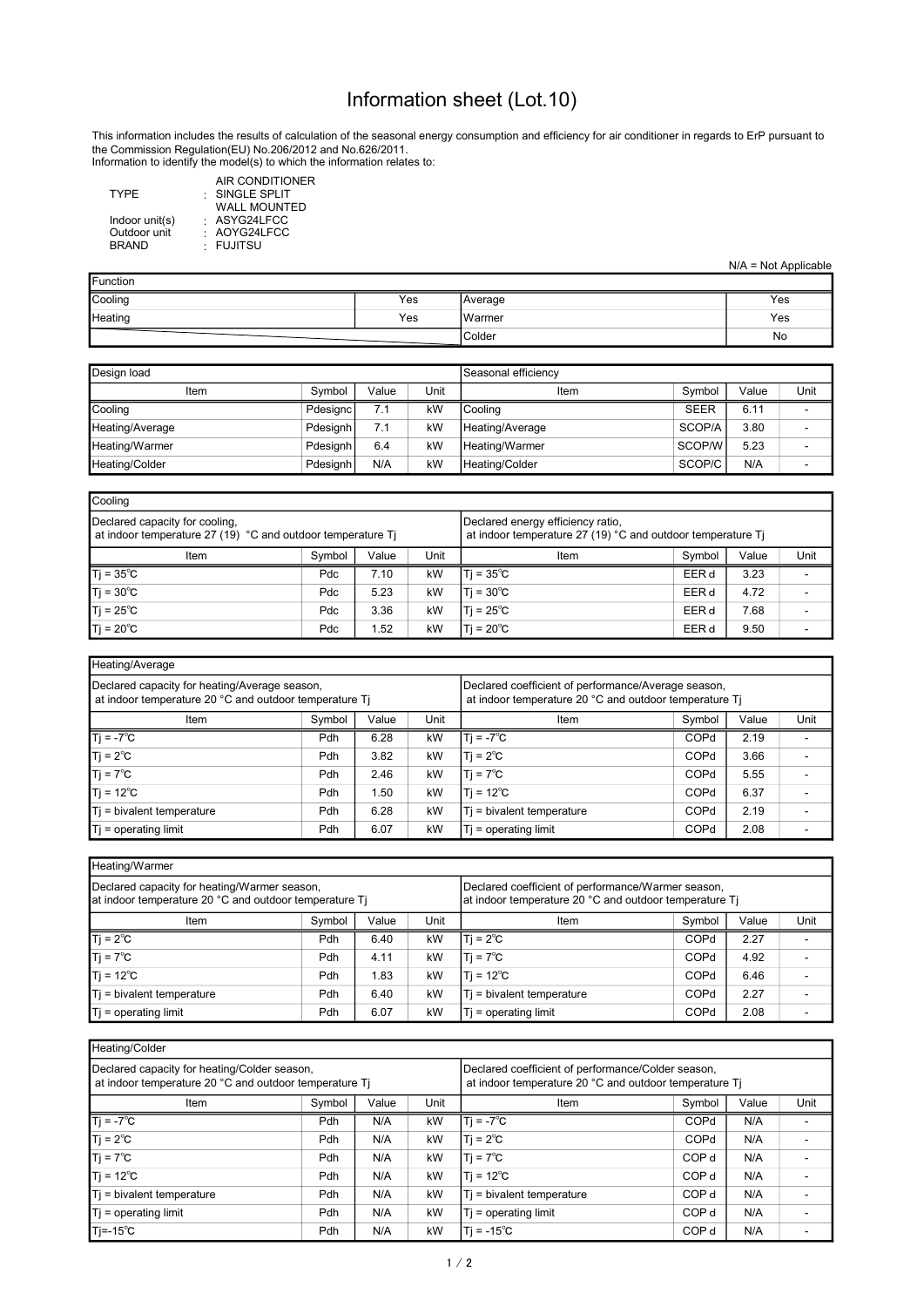# Information sheet (Lot.10)

This information includes the results of calculation of the seasonal energy consumption and efficiency for air conditioner in regards to ErP pursuant to the Commission Regulation(EU) No.206/2012 and No.626/2011.
Information to identify the model(s) to which the information relates to:

| | | |
|---|---|---|
| TYPE | : | AIR CONDITIONER<br>SINGLE SPLIT<br>WALL MOUNTED |
| Indoor unit(s) | : | ASYG24LFCC |
| Outdoor unit | : | AOYG24LFCC |
| BRAND | : | FUJITSU |

N/A = Not Applicable

| Function | | | |
|---|---|---|---|
| Cooling | Yes | Average | Yes |
| Heating | Yes | Warmer | Yes |
| | | Colder | No |

| Design load | | | | Seasonal efficiency | | | |
|---|---|---|---|---|---|---|---|
| Item | Symbol | Value | Unit | Item | Symbol | Value | Unit |
| Cooling | Pdesignc | 7.1 | kW | Cooling | SEER | 6.11 | - |
| Heating/Average | Pdesignh | 7.1 | kW | Heating/Average | SCOP/A | 3.80 | - |
| Heating/Warmer | Pdesignh | 6.4 | kW | Heating/Warmer | SCOP/W | 5.23 | - |
| Heating/Colder | Pdesignh | N/A | kW | Heating/Colder | SCOP/C | N/A | - |

| Cooling | | | | | | | |
|---|---|---|---|---|---|---|---|
| Declared capacity for cooling, at indoor temperature 27 (19) °C and outdoor temperature Tj | | | | Declared energy efficiency ratio, at indoor temperature 27 (19) °C and outdoor temperature Tj | | | |
| Item | Symbol | Value | Unit | Item | Symbol | Value | Unit |
| Tj = 35℃ | Pdc | 7.10 | kW | Tj = 35℃ | EER d | 3.23 | - |
| Tj = 30℃ | Pdc | 5.23 | kW | Tj = 30℃ | EER d | 4.72 | - |
| Tj = 25℃ | Pdc | 3.36 | kW | Tj = 25℃ | EER d | 7.68 | - |
| Tj = 20℃ | Pdc | 1.52 | kW | Tj = 20℃ | EER d | 9.50 | - |

| Heating/Average | | | | | | | |
|---|---|---|---|---|---|---|---|
| Declared capacity for heating/Average season, at indoor temperature 20 °C and outdoor temperature Tj | | | | Declared coefficient of performance/Average season, at indoor temperature 20 °C and outdoor temperature Tj | | | |
| Item | Symbol | Value | Unit | Item | Symbol | Value | Unit |
| Tj = -7℃ | Pdh | 6.28 | kW | Tj = -7℃ | COPd | 2.19 | - |
| Tj = 2℃ | Pdh | 3.82 | kW | Tj = 2℃ | COPd | 3.66 | - |
| Tj = 7℃ | Pdh | 2.46 | kW | Tj = 7℃ | COPd | 5.55 | - |
| Tj = 12℃ | Pdh | 1.50 | kW | Tj = 12℃ | COPd | 6.37 | - |
| Tj = bivalent temperature | Pdh | 6.28 | kW | Tj = bivalent temperature | COPd | 2.19 | - |
| Tj = operating limit | Pdh | 6.07 | kW | Tj = operating limit | COPd | 2.08 | - |

| Heating/Warmer | | | | | | | |
|---|---|---|---|---|---|---|---|
| Declared capacity for heating/Warmer season, at indoor temperature 20 °C and outdoor temperature Tj | | | | Declared coefficient of performance/Warmer season, at indoor temperature 20 °C and outdoor temperature Tj | | | |
| Item | Symbol | Value | Unit | Item | Symbol | Value | Unit |
| Tj = 2℃ | Pdh | 6.40 | kW | Tj = 2℃ | COPd | 2.27 | - |
| Tj = 7℃ | Pdh | 4.11 | kW | Tj = 7℃ | COPd | 4.92 | - |
| Tj = 12℃ | Pdh | 1.83 | kW | Tj = 12℃ | COPd | 6.46 | - |
| Tj = bivalent temperature | Pdh | 6.40 | kW | Tj = bivalent temperature | COPd | 2.27 | - |
| Tj = operating limit | Pdh | 6.07 | kW | Tj = operating limit | COPd | 2.08 | - |

| Heating/Colder | | | | | | | |
|---|---|---|---|---|---|---|---|
| Declared capacity for heating/Colder season, at indoor temperature 20 °C and outdoor temperature Tj | | | | Declared coefficient of performance/Colder season, at indoor temperature 20 °C and outdoor temperature Tj | | | |
| Item | Symbol | Value | Unit | Item | Symbol | Value | Unit |
| Tj = -7℃ | Pdh | N/A | kW | Tj = -7℃ | COPd | N/A | - |
| Tj = 2℃ | Pdh | N/A | kW | Tj = 2℃ | COPd | N/A | - |
| Tj = 7℃ | Pdh | N/A | kW | Tj = 7℃ | COP d | N/A | - |
| Tj = 12℃ | Pdh | N/A | kW | Tj = 12℃ | COP d | N/A | - |
| Tj = bivalent temperature | Pdh | N/A | kW | Tj = bivalent temperature | COP d | N/A | - |
| Tj = operating limit | Pdh | N/A | kW | Tj = operating limit | COP d | N/A | - |
| Tj=-15℃ | Pdh | N/A | kW | Tj = -15℃ | COP d | N/A | - |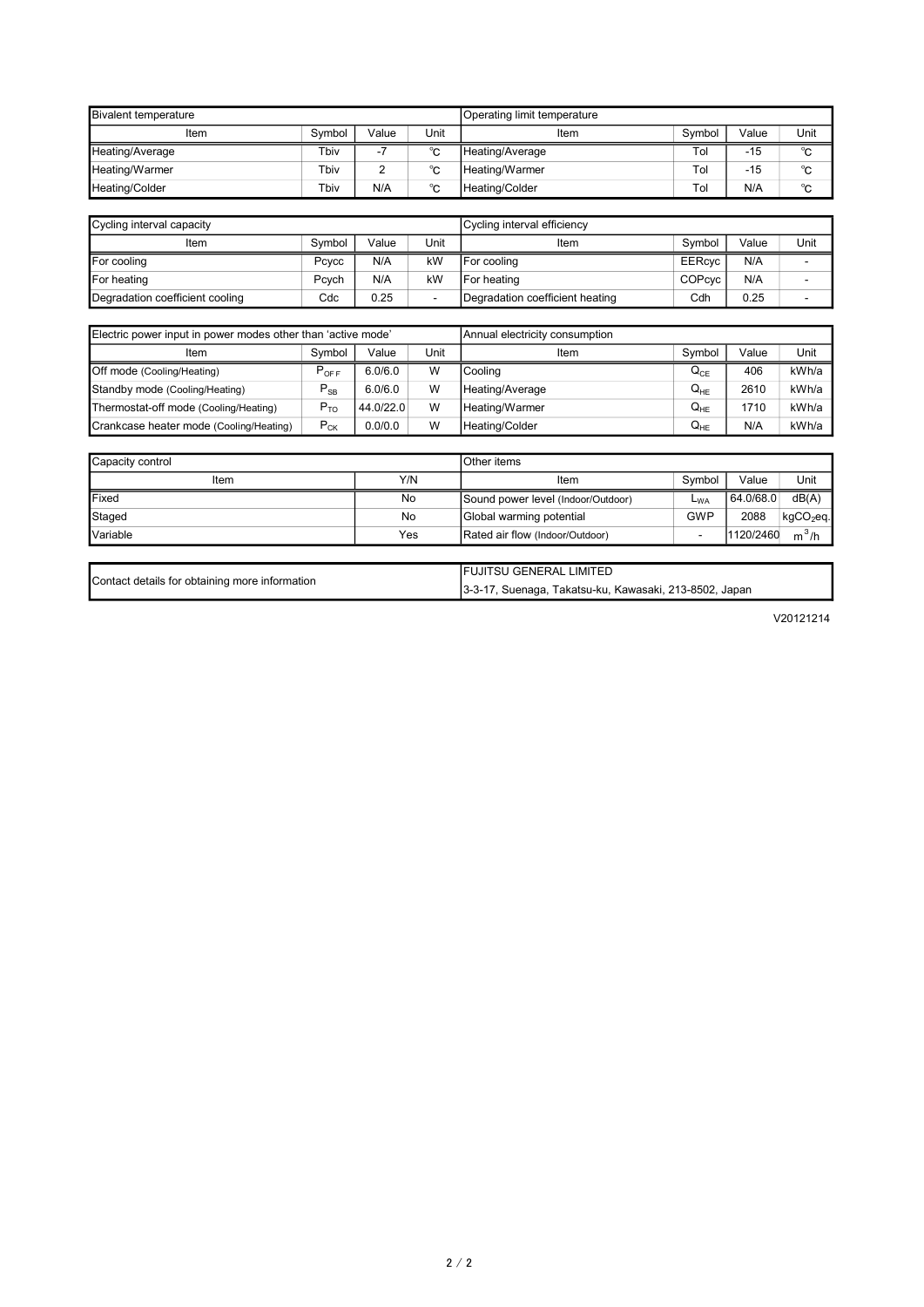| Bivalent temperature | | | | Operating limit temperature | | | |
|---|---|---|---|---|---|---|---|
| Item | Symbol | Value | Unit | Item | Symbol | Value | Unit |
| Heating/Average | Tbiv | -7 | ℃ | Heating/Average | Tol | -15 | ℃ |
| Heating/Warmer | Tbiv | 2 | ℃ | Heating/Warmer | Tol | -15 | ℃ |
| Heating/Colder | Tbiv | N/A | ℃ | Heating/Colder | Tol | N/A | ℃ |

| Cycling interval capacity | | | | Cycling interval efficiency | | | |
|---|---|---|---|---|---|---|---|
| Item | Symbol | Value | Unit | Item | Symbol | Value | Unit |
| For cooling | Pcycc | N/A | kW | For cooling | EERcyc | N/A | - |
| For heating | Pcych | N/A | kW | For heating | COPcyc | N/A | - |
| Degradation coefficient cooling | Cdc | 0.25 | - | Degradation coefficient heating | Cdh | 0.25 | - |

| Electric power input in power modes other than 'active mode' | | | | Annual electricity consumption | | | |
|---|---|---|---|---|---|---|---|
| Item | Symbol | Value | Unit | Item | Symbol | Value | Unit |
| Off mode (Cooling/Heating) | $P_{OFF}$ | 6.0/6.0 | W | Cooling | $Q_{CE}$ | 406 | kWh/a |
| Standby mode (Cooling/Heating) | $P_{SB}$ | 6.0/6.0 | W | Heating/Average | $Q_{HE}$ | 2610 | kWh/a |
| Thermostat-off mode (Cooling/Heating) | $P_{TO}$ | 44.0/22.0 | W | Heating/Warmer | $Q_{HE}$ | 1710 | kWh/a |
| Crankcase heater mode (Cooling/Heating) | $P_{CK}$ | 0.0/0.0 | W | Heating/Colder | $Q_{HE}$ | N/A | kWh/a |

| Capacity control | | Other items | | | |
|---|---|---|---|---|---|
| Item | Y/N | Item | Symbol | Value | Unit |
| Fixed | No | Sound power level (Indoor/Outdoor) | $L_{WA}$ | 64.0/68.0 | dB(A) |
| Staged | No | Global warming potential | GWP | 2088 | $kgCO_2eq.$ |
| Variable | Yes | Rated air flow (Indoor/Outdoor) | - | 1120/2460 | $m^3/h$ |

| | |
|---|---|
| Contact details for obtaining more information | FUJITSU GENERAL LIMITED<br>3-3-17, Suenaga, Takatsu-ku, Kawasaki, 213-8502, Japan |

V20121214